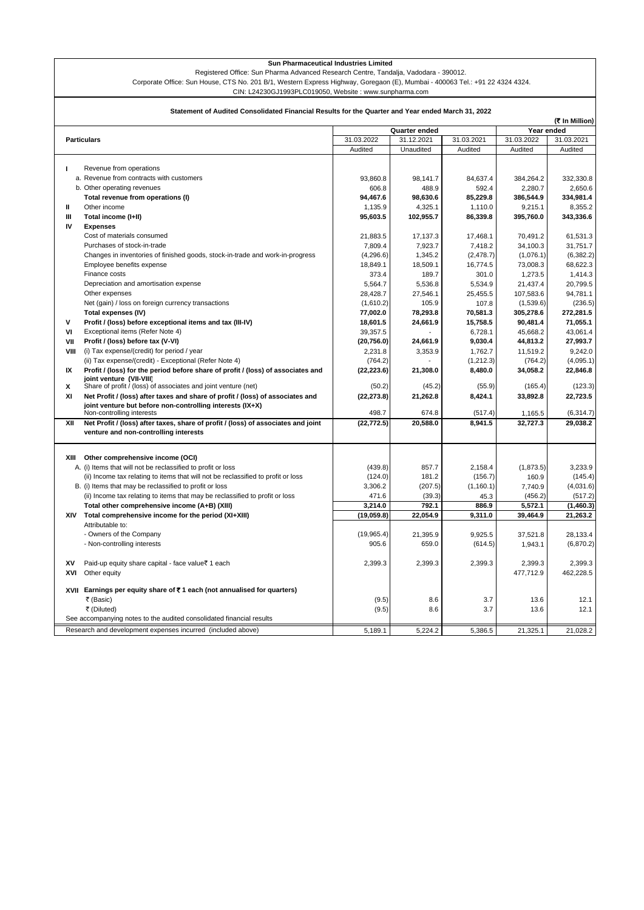**Sun Pharmaceutical Industries Limited**

Registered Office: Sun Pharma Advanced Research Centre, Tandalja, Vadodara - 390012.

Corporate Office: Sun House, CTS No. 201 B/1, Western Express Highway, Goregaon (E), Mumbai - 400063 Tel.: +91 22 4324 4324.

CIN: L24230GJ1993PLC019050, Website : www.sunpharma.com

**Statement of Audited Consolidated Financial Results for the Quarter and Year ended March 31, 2022**

**(₹ In Million)**

| | Particulars | Quarter ended | | | Year ended | |
|---|---|---|---|---|---|---|
| | | 31.03.2022 | 31.12.2021 | 31.03.2021 | 31.03.2022 | 31.03.2021 |
| | | Audited | Unaudited | Audited | Audited | Audited |
| **I** | Revenue from operations | | | | | |
| | a. Revenue from contracts with customers | 93,860.8 | 98,141.7 | 84,637.4 | 384,264.2 | 332,330.8 |
| | b. Other operating revenues | 606.8 | 488.9 | 592.4 | 2,280.7 | 2,650.6 |
| | **Total revenue from operations (I)** | **94,467.6** | **98,630.6** | **85,229.8** | **386,544.9** | **334,981.4** |
| **II** | Other income | 1,135.9 | 4,325.1 | 1,110.0 | 9,215.1 | 8,355.2 |
| **III** | **Total income (I+II)** | **95,603.5** | **102,955.7** | **86,339.8** | **395,760.0** | **343,336.6** |
| **IV** | **Expenses** | | | | | |
| | Cost of materials consumed | 21,883.5 | 17,137.3 | 17,468.1 | 70,491.2 | 61,531.3 |
| | Purchases of stock-in-trade | 7,809.4 | 7,923.7 | 7,418.2 | 34,100.3 | 31,751.7 |
| | Changes in inventories of finished goods, stock-in-trade and work-in-progress | (4,296.6) | 1,345.2 | (2,478.7) | (1,076.1) | (6,382.2) |
| | Employee benefits expense | 18,849.1 | 18,509.1 | 16,774.5 | 73,008.3 | 68,622.3 |
| | Finance costs | 373.4 | 189.7 | 301.0 | 1,273.5 | 1,414.3 |
| | Depreciation and amortisation expense | 5,564.7 | 5,536.8 | 5,534.9 | 21,437.4 | 20,799.5 |
| | Other expenses | 28,428.7 | 27,546.1 | 25,455.5 | 107,583.6 | 94,781.1 |
| | Net (gain) / loss on foreign currency transactions | (1,610.2) | 105.9 | 107.8 | (1,539.6) | (236.5) |
| | **Total expenses (IV)** | **77,002.0** | **78,293.8** | **70,581.3** | **305,278.6** | **272,281.5** |
| **V** | **Profit / (loss) before exceptional items and tax (III-IV)** | **18,601.5** | **24,661.9** | **15,758.5** | **90,481.4** | **71,055.1** |
| **VI** | Exceptional items (Refer Note 4) | 39,357.5 | - | 6,728.1 | 45,668.2 | 43,061.4 |
| **VII** | **Profit / (loss) before tax (V-VI)** | **(20,756.0)** | **24,661.9** | **9,030.4** | **44,813.2** | **27,993.7** |
| **VIII** | (i) Tax expense/(credit) for period / year | 2,231.8 | 3,353.9 | 1,762.7 | 11,519.2 | 9,242.0 |
| | (ii) Tax expense/(credit) - Exceptional (Refer Note 4) | (764.2) | - | (1,212.3) | (764.2) | (4,095.1) |
| **IX** | **Profit / (loss) for the period before share of profit / (loss) of associates and joint venture (VII-VIII)** | **(22,223.6)** | **21,308.0** | **8,480.0** | **34,058.2** | **22,846.8** |
| **X** | Share of profit / (loss) of associates and joint venture (net) | (50.2) | (45.2) | (55.9) | (165.4) | (123.3) |
| **XI** | **Net Profit / (loss) after taxes and share of profit / (loss) of associates and joint venture but before non-controlling interests (IX+X)** | **(22,273.8)** | **21,262.8** | **8,424.1** | **33,892.8** | **22,723.5** |
| | Non-controlling interests | 498.7 | 674.8 | (517.4) | 1,165.5 | (6,314.7) |
| **XII** | **Net Profit / (loss) after taxes, share of profit / (loss) of associates and joint venture and non-controlling interests** | **(22,772.5)** | **20,588.0** | **8,941.5** | **32,727.3** | **29,038.2** |
| **XIII** | **Other comprehensive income (OCI)** | | | | | |
| | A. (i) Items that will not be reclassified to profit or loss | (439.8) | 857.7 | 2,158.4 | (1,873.5) | 3,233.9 |
| | (ii) Income tax relating to items that will not be reclassified to profit or loss | (124.0) | 181.2 | (156.7) | 160.9 | (145.4) |
| | B. (i) Items that may be reclassified to profit or loss | 3,306.2 | (207.5) | (1,160.1) | 7,740.9 | (4,031.6) |
| | (ii) Income tax relating to items that may be reclassified to profit or loss | 471.6 | (39.3) | 45.3 | (456.2) | (517.2) |
| | **Total other comprehensive income (A+B) (XIII)** | **3,214.0** | **792.1** | **886.9** | **5,572.1** | **(1,460.3)** |
| **XIV** | **Total comprehensive income for the period (XI+XIII)** | **(19,059.8)** | **22,054.9** | **9,311.0** | **39,464.9** | **21,263.2** |
| | Attributable to: | | | | | |
| | - Owners of the Company | (19,965.4) | 21,395.9 | 9,925.5 | 37,521.8 | 28,133.4 |
| | - Non-controlling interests | 905.6 | 659.0 | (614.5) | 1,943.1 | (6,870.2) |
| **XV** | Paid-up equity share capital - face value₹ 1 each | 2,399.3 | 2,399.3 | 2,399.3 | 2,399.3 | 2,399.3 |
| **XVI** | Other equity | | | | 477,712.9 | 462,228.5 |
| **XVII** | **Earnings per equity share of ₹ 1 each (not annualised for quarters)** | | | | | |
| | ₹ (Basic) | (9.5) | 8.6 | 3.7 | 13.6 | 12.1 |
| | ₹ (Diluted) | (9.5) | 8.6 | 3.7 | 13.6 | 12.1 |
| | See accompanying notes to the audited consolidated financial results | | | | | |
| | Research and development expenses incurred (included above) | 5,189.1 | 5,224.2 | 5,386.5 | 21,325.1 | 21,028.2 |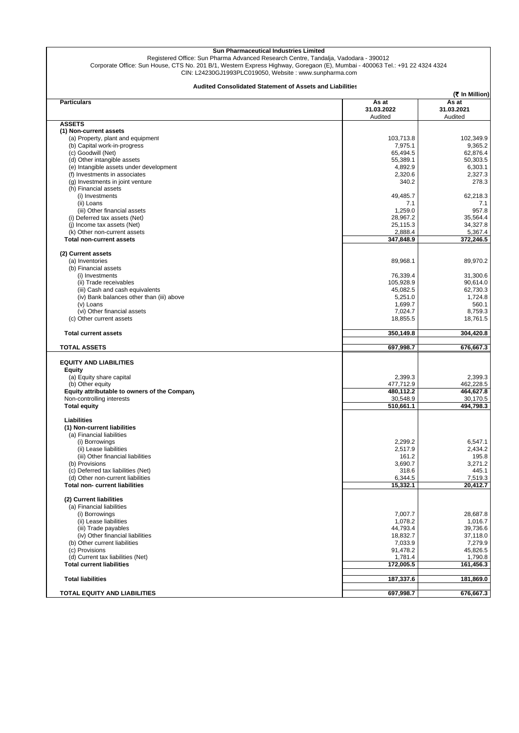**Sun Pharmaceutical Industries Limited**

Registered Office: Sun Pharma Advanced Research Centre, Tandalja, Vadodara - 390012

Corporate Office: Sun House, CTS No. 201 B/1, Western Express Highway, Goregaon (E), Mumbai - 400063 Tel.: +91 22 4324 4324

CIN: L24230GJ1993PLC019050, Website : www.sunpharma.com

**Audited Consolidated Statement of Assets and Liabilities**

**(₹ In Million)**

| **Particulars** | **As at 31.03.2022** Audited | **As at 31.03.2021** Audited |
|---|---|---|
| **ASSETS** | | |
| **(1) Non-current assets** | | |
| (a) Property, plant and equipment | 103,713.8 | 102,349.9 |
| (b) Capital work-in-progress | 7,975.1 | 9,365.2 |
| (c) Goodwill (Net) | 65,494.5 | 62,876.4 |
| (d) Other intangible assets | 55,389.1 | 50,303.5 |
| (e) Intangible assets under development | 4,892.9 | 6,303.1 |
| (f) Investments in associates | 2,320.6 | 2,327.3 |
| (g) Investments in joint venture | 340.2 | 278.3 |
| (h) Financial assets | | |
| (i) Investments | 49,485.7 | 62,218.3 |
| (ii) Loans | 7.1 | 7.1 |
| (iii) Other financial assets | 1,259.0 | 957.8 |
| (i) Deferred tax assets (Net) | 28,967.2 | 35,564.4 |
| (j) Income tax assets (Net) | 25,115.3 | 34,327.8 |
| (k) Other non-current assets | 2,888.4 | 5,367.4 |
| **Total non-current assets** | **347,848.9** | **372,246.5** |
| **(2) Current assets** | | |
| (a) Inventories | 89,968.1 | 89,970.2 |
| (b) Financial assets | | |
| (i) Investments | 76,339.4 | 31,300.6 |
| (ii) Trade receivables | 105,928.9 | 90,614.0 |
| (iii) Cash and cash equivalents | 45,082.5 | 62,730.3 |
| (iv) Bank balances other than (iii) above | 5,251.0 | 1,724.8 |
| (v) Loans | 1,699.7 | 560.1 |
| (vi) Other financial assets | 7,024.7 | 8,759.3 |
| (c) Other current assets | 18,855.5 | 18,761.5 |
| **Total current assets** | **350,149.8** | **304,420.8** |
| **TOTAL ASSETS** | **697,998.7** | **676,667.3** |
| **EQUITY AND LIABILITIES** | | |
| **Equity** | | |
| (a) Equity share capital | 2,399.3 | 2,399.3 |
| (b) Other equity | 477,712.9 | 462,228.5 |
| **Equity attributable to owners of the Company** | **480,112.2** | **464,627.8** |
| Non-controlling interests | 30,548.9 | 30,170.5 |
| **Total equity** | **510,661.1** | **494,798.3** |
| **Liabilities** | | |
| **(1) Non-current liabilities** | | |
| (a) Financial liabilities | | |
| (i) Borrowings | 2,299.2 | 6,547.1 |
| (ii) Lease liabilities | 2,517.9 | 2,434.2 |
| (iii) Other financial liabilities | 161.2 | 195.8 |
| (b) Provisions | 3,690.7 | 3,271.2 |
| (c) Deferred tax liabilities (Net) | 318.6 | 445.1 |
| (d) Other non-current liabilities | 6,344.5 | 7,519.3 |
| **Total non- current liabilities** | **15,332.1** | **20,412.7** |
| **(2) Current liabilities** | | |
| (a) Financial liabilities | | |
| (i) Borrowings | 7,007.7 | 28,687.8 |
| (ii) Lease liabilities | 1,078.2 | 1,016.7 |
| (iii) Trade payables | 44,793.4 | 39,736.6 |
| (iv) Other financial liabilities | 18,832.7 | 37,118.0 |
| (b) Other current liabilities | 7,033.9 | 7,279.9 |
| (c) Provisions | 91,478.2 | 45,826.5 |
| (d) Current tax liabilities (Net) | 1,781.4 | 1,790.8 |
| **Total current liabilities** | **172,005.5** | **161,456.3** |
| **Total liabilities** | **187,337.6** | **181,869.0** |
| **TOTAL EQUITY AND LIABILITIES** | **697,998.7** | **676,667.3** |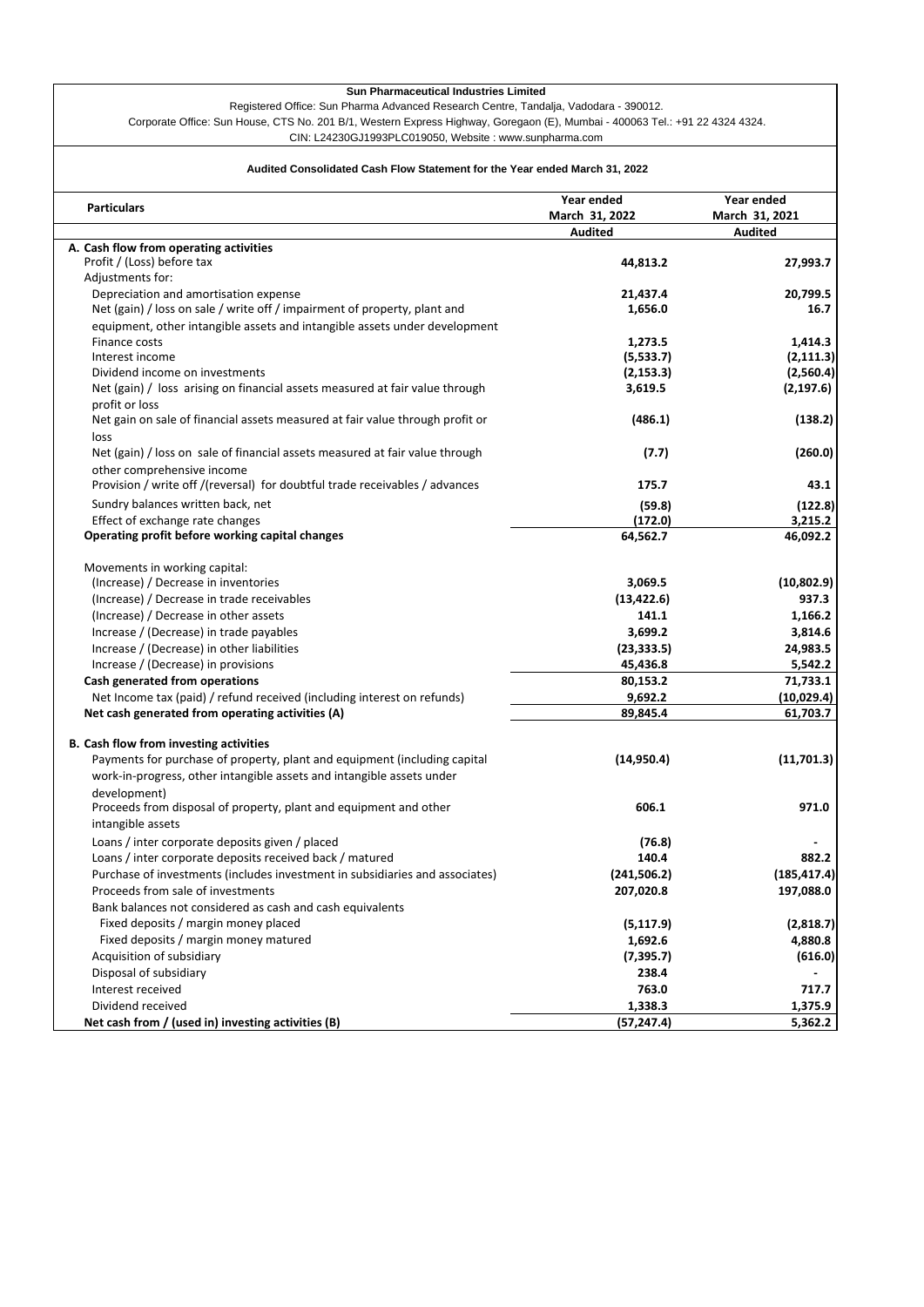**Sun Pharmaceutical Industries Limited**

Registered Office: Sun Pharma Advanced Research Centre, Tandalja, Vadodara - 390012.

Corporate Office: Sun House, CTS No. 201 B/1, Western Express Highway, Goregaon (E), Mumbai - 400063 Tel.: +91 22 4324 4324.

CIN: L24230GJ1993PLC019050, Website : www.sunpharma.com

**Audited Consolidated Cash Flow Statement for the Year ended March 31, 2022**

| Particulars | Year ended March 31, 2022 | Year ended March 31, 2021 |
|---|---|---|
| | Audited | Audited |
| **A. Cash flow from operating activities** | | |
| Profit / (Loss) before tax | **44,813.2** | **27,993.7** |
| Adjustments for: | | |
| Depreciation and amortisation expense | **21,437.4** | **20,799.5** |
| Net (gain) / loss on sale / write off / impairment of property, plant and equipment, other intangible assets and intangible assets under development | **1,656.0** | **16.7** |
| Finance costs | **1,273.5** | **1,414.3** |
| Interest income | **(5,533.7)** | **(2,111.3)** |
| Dividend income on investments | **(2,153.3)** | **(2,560.4)** |
| Net (gain) / loss arising on financial assets measured at fair value through profit or loss | **3,619.5** | **(2,197.6)** |
| Net gain on sale of financial assets measured at fair value through profit or loss | **(486.1)** | **(138.2)** |
| Net (gain) / loss on sale of financial assets measured at fair value through other comprehensive income | **(7.7)** | **(260.0)** |
| Provision / write off /(reversal) for doubtful trade receivables / advances | **175.7** | **43.1** |
| Sundry balances written back, net | **(59.8)** | **(122.8)** |
| Effect of exchange rate changes | **(172.0)** | **3,215.2** |
| **Operating profit before working capital changes** | **64,562.7** | **46,092.2** |
| Movements in working capital: | | |
| (Increase) / Decrease in inventories | **3,069.5** | **(10,802.9)** |
| (Increase) / Decrease in trade receivables | **(13,422.6)** | **937.3** |
| (Increase) / Decrease in other assets | **141.1** | **1,166.2** |
| Increase / (Decrease) in trade payables | **3,699.2** | **3,814.6** |
| Increase / (Decrease) in other liabilities | **(23,333.5)** | **24,983.5** |
| Increase / (Decrease) in provisions | **45,436.8** | **5,542.2** |
| **Cash generated from operations** | **80,153.2** | **71,733.1** |
| Net Income tax (paid) / refund received (including interest on refunds) | **9,692.2** | **(10,029.4)** |
| **Net cash generated from operating activities (A)** | **89,845.4** | **61,703.7** |
| **B. Cash flow from investing activities** | | |
| Payments for purchase of property, plant and equipment (including capital work-in-progress, other intangible assets and intangible assets under development) | **(14,950.4)** | **(11,701.3)** |
| Proceeds from disposal of property, plant and equipment and other intangible assets | **606.1** | **971.0** |
| Loans / inter corporate deposits given / placed | **(76.8)** | **-** |
| Loans / inter corporate deposits received back / matured | **140.4** | **882.2** |
| Purchase of investments (includes investment in subsidiaries and associates) | **(241,506.2)** | **(185,417.4)** |
| Proceeds from sale of investments | **207,020.8** | **197,088.0** |
| Bank balances not considered as cash and cash equivalents | | |
| Fixed deposits / margin money placed | **(5,117.9)** | **(2,818.7)** |
| Fixed deposits / margin money matured | **1,692.6** | **4,880.8** |
| Acquisition of subsidiary | **(7,395.7)** | **(616.0)** |
| Disposal of subsidiary | **238.4** | **-** |
| Interest received | **763.0** | **717.7** |
| Dividend received | **1,338.3** | **1,375.9** |
| **Net cash from / (used in) investing activities (B)** | **(57,247.4)** | **5,362.2** |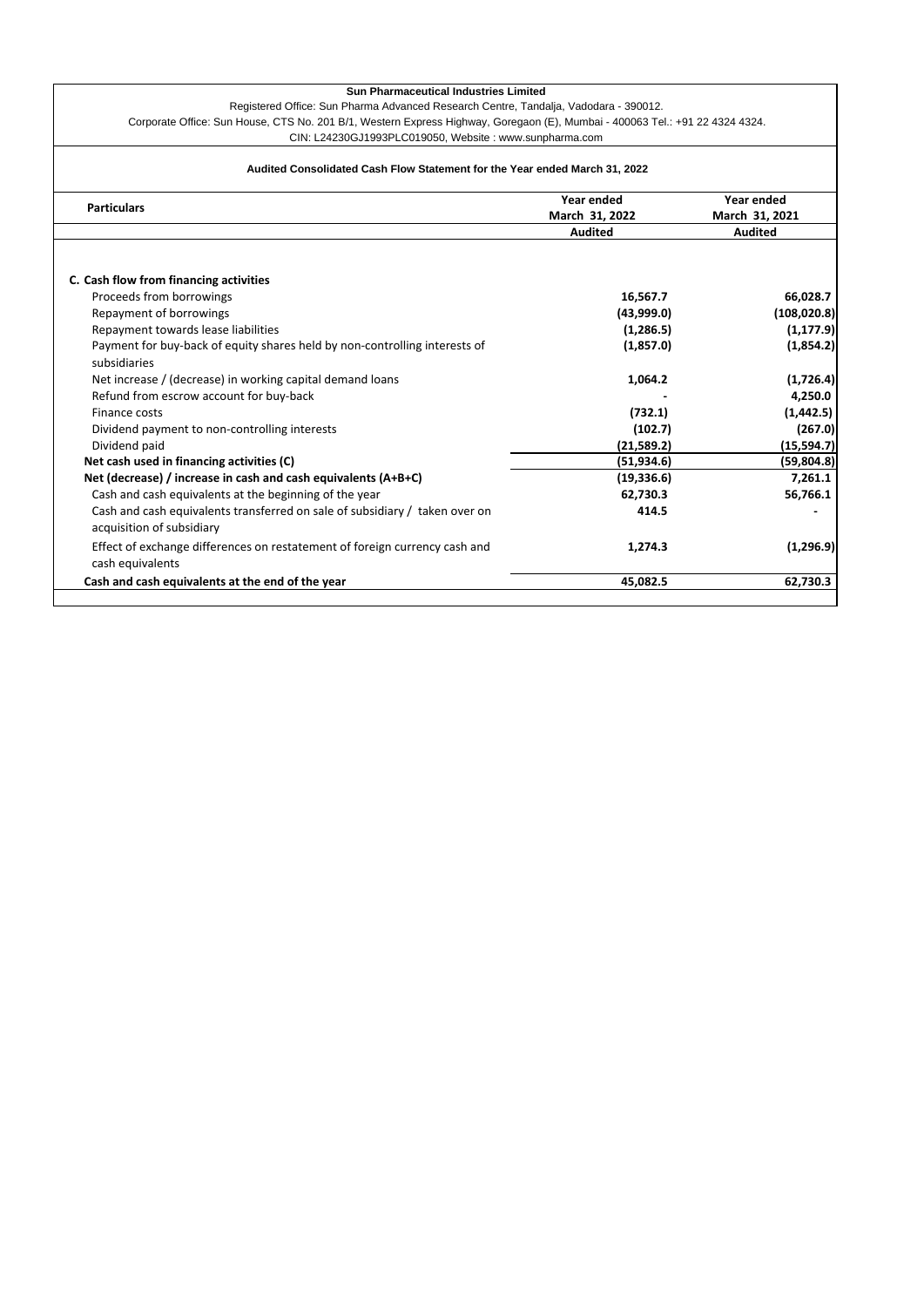**Sun Pharmaceutical Industries Limited**

Registered Office: Sun Pharma Advanced Research Centre, Tandalja, Vadodara - 390012.

Corporate Office: Sun House, CTS No. 201 B/1, Western Express Highway, Goregaon (E), Mumbai - 400063 Tel.: +91 22 4324 4324.

CIN: L24230GJ1993PLC019050, Website : www.sunpharma.com

**Audited Consolidated Cash Flow Statement for the Year ended March 31, 2022**

| Particulars | Year ended March 31, 2022 | Year ended March 31, 2021 |
|---|---|---|
| | Audited | Audited |
| **C. Cash flow from financing activities** | | |
| Proceeds from borrowings | 16,567.7 | 66,028.7 |
| Repayment of borrowings | (43,999.0) | (108,020.8) |
| Repayment towards lease liabilities | (1,286.5) | (1,177.9) |
| Payment for buy-back of equity shares held by non-controlling interests of subsidiaries | (1,857.0) | (1,854.2) |
| Net increase / (decrease) in working capital demand loans | 1,064.2 | (1,726.4) |
| Refund from escrow account for buy-back | - | 4,250.0 |
| Finance costs | (732.1) | (1,442.5) |
| Dividend payment to non-controlling interests | (102.7) | (267.0) |
| Dividend paid | (21,589.2) | (15,594.7) |
| **Net cash used in financing activities (C)** | **(51,934.6)** | **(59,804.8)** |
| **Net (decrease) / increase in cash and cash equivalents (A+B+C)** | **(19,336.6)** | **7,261.1** |
| Cash and cash equivalents at the beginning of the year | 62,730.3 | 56,766.1 |
| Cash and cash equivalents transferred on sale of subsidiary / taken over on acquisition of subsidiary | 414.5 | - |
| Effect of exchange differences on restatement of foreign currency cash and cash equivalents | 1,274.3 | (1,296.9) |
| **Cash and cash equivalents at the end of the year** | **45,082.5** | **62,730.3** |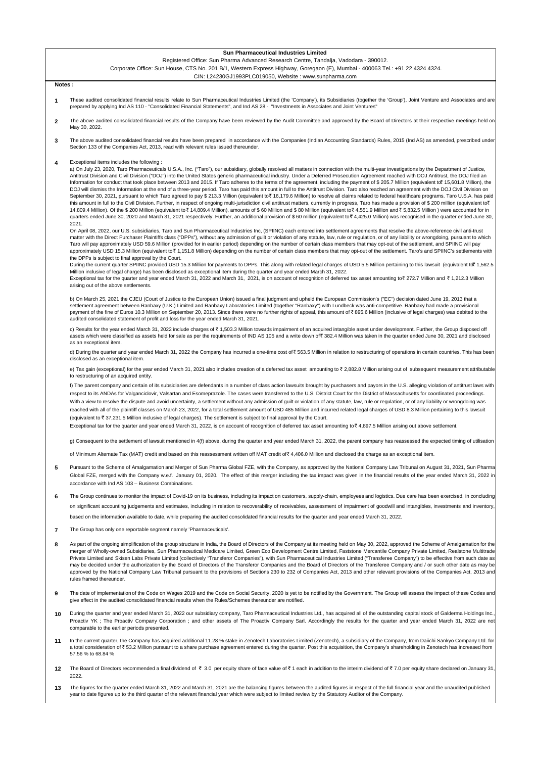**Sun Pharmaceutical Industries Limited**

Registered Office: Sun Pharma Advanced Research Centre, Tandalja, Vadodara - 390012.

Corporate Office: Sun House, CTS No. 201 B/1, Western Express Highway, Goregaon (E), Mumbai - 400063 Tel.: +91 22 4324 4324.

CIN: L24230GJ1993PLC019050, Website : www.sunpharma.com

**Notes :**

1. These audited consolidated financial results relate to Sun Pharmaceutical Industries Limited (the 'Company'), its Subsidiaries (together the 'Group'), Joint Venture and Associates and are prepared by applying Ind AS 110 - "Consolidated Financial Statements", and Ind AS 28 - "Investments in Associates and Joint Ventures"

2. The above audited consolidated financial results of the Company have been reviewed by the Audit Committee and approved by the Board of Directors at their respective meetings held on May 30, 2022.

3. The above audited consolidated financial results have been prepared in accordance with the Companies (Indian Accounting Standards) Rules, 2015 (Ind AS) as amended, prescribed under Section 133 of the Companies Act, 2013, read with relevant rules issued thereunder.

4. Exceptional items includes the following :

   a) On July 23, 2020, Taro Pharmaceuticals U.S.A., Inc. ("Taro"), our subsidiary, globally resolved all matters in connection with the multi-year investigations by the Department of Justice, Antitrust Division and Civil Division ("DOJ") into the United States generic pharmaceutical industry. Under a Deferred Prosecution Agreement reached with DOJ Antitrust, the DOJ filed an Information for conduct that took place between 2013 and 2015. If Taro adheres to the terms of the agreement, including the payment of $ 205.7 Million (equivalent to ₹ 15,601.8 Million), the DOJ will dismiss the Information at the end of a three-year period. Taro has paid this amount in full to the Antitrust Division. Taro also reached an agreement with the DOJ Civil Division on September 30, 2021, pursuant to which Taro agreed to pay $ 213.3 Million (equivalent to ₹ 16,179.6 Million) to resolve all claims related to federal healthcare programs. Taro U.S.A. has paid this amount in full to the Civil Division. Further, in respect of ongoing multi-jurisdiction civil antitrust matters, currently in progress, Taro has made a provision of $ 200 million (equivalent to ₹ 14,809.4 Million). Of the $ 200 Million (equivalent to ₹ 14,809.4 Million), amounts of $ 60 Million and $ 80 Million (equivalent to ₹ 4,551.9 Million and ₹ 5,832.5 Million ) were accounted for in quarters ended June 30, 2020 and March 31, 2021 respectively. Further, an additional provision of $ 60 million (equivalent to ₹ 4,425.0 Million) was recognised in the quarter ended June 30, 2021.

   On April 08, 2022, our U.S. subsidiaries, Taro and Sun Pharmaceutical Industries Inc, (SPIINC) each entered into settlement agreements that resolve the above-reference civil anti-trust matter with the Direct Purchaser Plaintiffs class ("DPPs"), without any admission of guilt or violation of any statute, law, rule or regulation, or of any liability or wrongdoing, pursuant to which Taro will pay approximately USD 59.6 Million (provided for in earlier period) depending on the number of certain class members that may opt-out of the settlement, and SPIINC will pay approximately USD 15.3 Million (equivalent to ₹ 1,151.8 Million) depending on the number of certain class members that may opt-out of the settlement. Taro's and SPIINC's settlements with the DPPs is subject to final approval by the Court.

   During the current quarter SPIINC provided USD 15.3 Million for payments to DPPs. This along with related legal charges of USD 5.5 Million pertaining to this lawsuit (equivalent to ₹ 1,562.5 Million inclusive of legal charge) has been disclosed as exceptional item during the quarter and year ended March 31, 2022.

   Exceptional tax for the quarter and year ended March 31, 2022 and March 31, 2021, is on account of recognition of deferred tax asset amounting to ₹ 272.7 Million and ₹ 1,212.3 Million arising out of the above settlements.

   b) On March 25, 2021 the CJEU (Court of Justice to the European Union) issued a final judgment and upheld the European Commission's ("EC") decision dated June 19, 2013 that a settlement agreement between Ranbaxy (U.K.) Limited and Ranbaxy Laboratories Limited (together "Ranbaxy") with Lundbeck was anti-competitive. Ranbaxy had made a provisional payment of the fine of Euros 10.3 Million on September 20, 2013. Since there were no further rights of appeal, this amount of ₹ 895.6 Million (inclusive of legal charges) was debited to the audited consolidated statement of profit and loss for the year ended March 31, 2021.

   c) Results for the year ended March 31, 2022 include charges of ₹ 1,503.3 Million towards impairment of an acquired intangible asset under development. Further, the Group disposed off assets which were classified as assets held for sale as per the requirements of IND AS 105 and a write down of ₹ 382.4 Million was taken in the quarter ended June 30, 2021 and disclosed as an exceptional item.

   d) During the quarter and year ended March 31, 2022 the Company has incurred a one-time cost of ₹ 563.5 Million in relation to restructuring of operations in certain countries. This has been disclosed as an exceptional item.

   e) Tax gain (exceptional) for the year ended March 31, 2021 also includes creation of a deferred tax asset amounting to ₹ 2,882.8 Million arising out of subsequent measurement attributable to restructuring of an acquired entity.

   f) The parent company and certain of its subsidiaries are defendants in a number of class action lawsuits brought by purchasers and payors in the U.S. alleging violation of antitrust laws with respect to its ANDAs for Valganciclovir, Valsartan and Esomeprazole. The cases were transferred to the U.S. District Court for the District of Massachusetts for coordinated proceedings. With a view to resolve the dispute and avoid uncertainty, a settlement without any admission of guilt or violation of any statute, law, rule or regulation, or of any liability or wrongdoing was reached with all of the plaintiff classes on March 23, 2022, for a total settlement amount of USD 485 Million and incurred related legal charges of USD 8.3 Million pertaining to this lawsuit (equivalent to ₹ 37,231.5 Million inclusive of legal charges). The settlement is subject to final approval by the Court.

   Exceptional tax for the quarter and year ended March 31, 2022, is on account of recognition of deferred tax asset amounting to ₹ 4,897.5 Million arising out above settlement.

   g) Consequent to the settlement of lawsuit mentioned in 4(f) above, during the quarter and year ended March 31, 2022, the parent company has reassessed the expected timing of utilisation of Minimum Alternate Tax (MAT) credit and based on this reassessment written off MAT credit of ₹ 4,406.0 Million and disclosed the charge as an exceptional item.

5. Pursuant to the Scheme of Amalgamation and Merger of Sun Pharma Global FZE, with the Company, as approved by the National Company Law Tribunal on August 31, 2021, Sun Pharma Global FZE, merged with the Company w.e.f. January 01, 2020. The effect of this merger including the tax impact was given in the financial results of the year ended March 31, 2022 in accordance with Ind AS 103 – Business Combinations.

6. The Group continues to monitor the impact of Covid-19 on its business, including its impact on customers, supply-chain, employees and logistics. Due care has been exercised, in concluding on significant accounting judgements and estimates, including in relation to recoverability of receivables, assessment of impairment of goodwill and intangibles, investments and inventory, based on the information available to date, while preparing the audited consolidated financial results for the quarter and year ended March 31, 2022.

7. The Group has only one reportable segment namely 'Pharmaceuticals'.

8. As part of the ongoing simplification of the group structure in India, the Board of Directors of the Company at its meeting held on May 30, 2022, approved the Scheme of Amalgamation for the merger of Wholly-owned Subsidiaries, Sun Pharmaceutical Medicare Limited, Green Eco Development Centre Limited, Faststone Mercantile Company Private Limited, Realstone Multitrade Private Limited and Skisen Labs Private Limited (collectively "Transferor Companies"), with Sun Pharmaceutical Industries Limited ("Transferee Company") to be effective from such date as may be decided under the authorization by the Board of Directors of the Transferor Companies and the Board of Directors of the Transferee Company and / or such other date as may be approved by the National Company Law Tribunal pursuant to the provisions of Sections 230 to 232 of Companies Act, 2013 and other relevant provisions of the Companies Act, 2013 and rules framed thereunder.

9. The date of implementation of the Code on Wages 2019 and the Code on Social Security, 2020 is yet to be notified by the Government. The Group will assess the impact of these Codes and give effect in the audited consolidated financial results when the Rules/Schemes thereunder are notified.

10. During the quarter and year ended March 31, 2022 our subsidiary company, Taro Pharmaceutical Industries Ltd., has acquired all of the outstanding capital stock of Galderma Holdings Inc., Proactiv YK ; The Proactiv Company Corporation ; and other assets of The Proactiv Company Sarl. Accordingly the results for the quarter and year ended March 31, 2022 are not comparable to the earlier periods presented.

11. In the current quarter, the Company has acquired additional 11.28 % stake in Zenotech Laboratories Limited (Zenotech), a subsidiary of the Company, from Daiichi Sankyo Company Ltd. for a total consideration of ₹ 53.2 Million pursuant to a share purchase agreement entered during the quarter. Post this acquisition, the Company's shareholding in Zenotech has increased from 57.56 % to 68.84 %

12. The Board of Directors recommended a final dividend of ₹ 3.0 per equity share of face value of ₹ 1 each in addition to the interim dividend of ₹ 7.0 per equity share declared on January 31, 2022.

13. The figures for the quarter ended March 31, 2022 and March 31, 2021 are the balancing figures between the audited figures in respect of the full financial year and the unaudited published year to date figures up to the third quarter of the relevant financial year which were subject to limited review by the Statutory Auditor of the Company.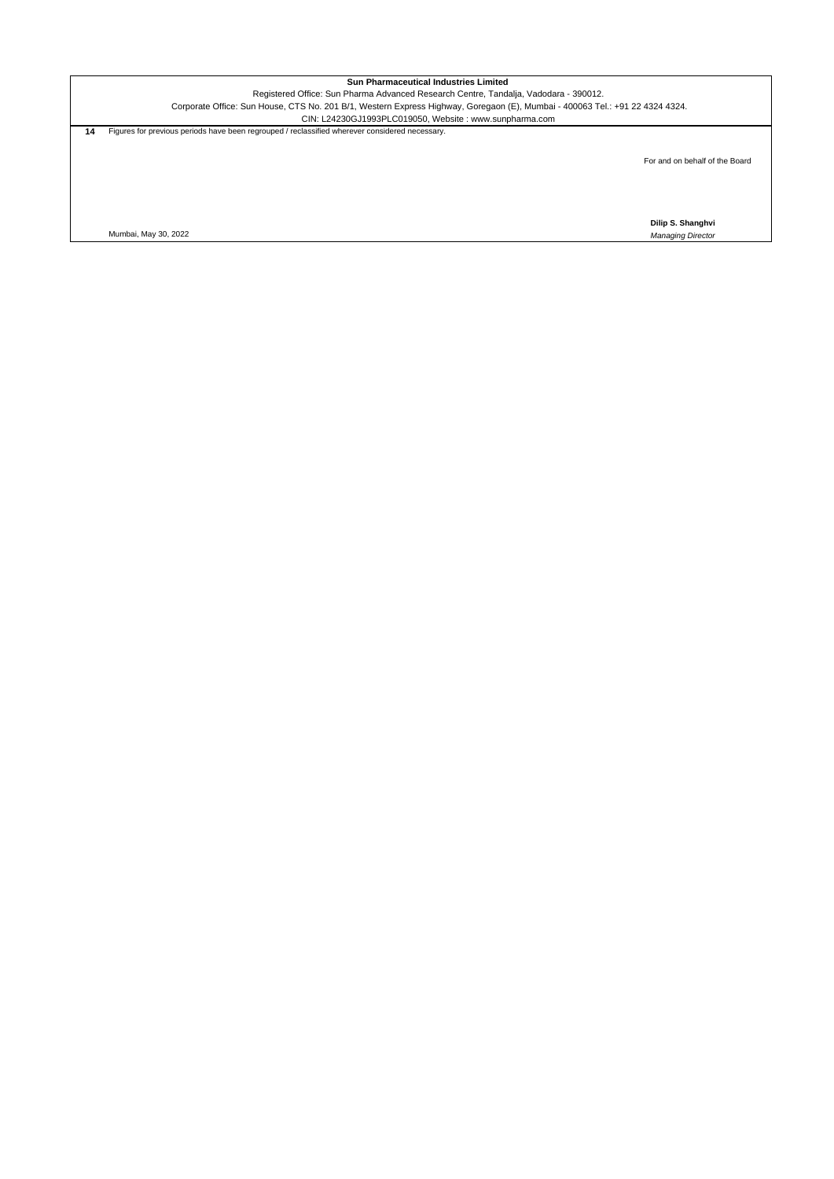**Sun Pharmaceutical Industries Limited**

Registered Office: Sun Pharma Advanced Research Centre, Tandalja, Vadodara - 390012.

Corporate Office: Sun House, CTS No. 201 B/1, Western Express Highway, Goregaon (E), Mumbai - 400063 Tel.: +91 22 4324 4324.

CIN: L24230GJ1993PLC019050, Website : www.sunpharma.com

**14** Figures for previous periods have been regrouped / reclassified wherever considered necessary.

For and on behalf of the Board

**Dilip S. Shanghvi**
*Managing Director*

Mumbai, May 30, 2022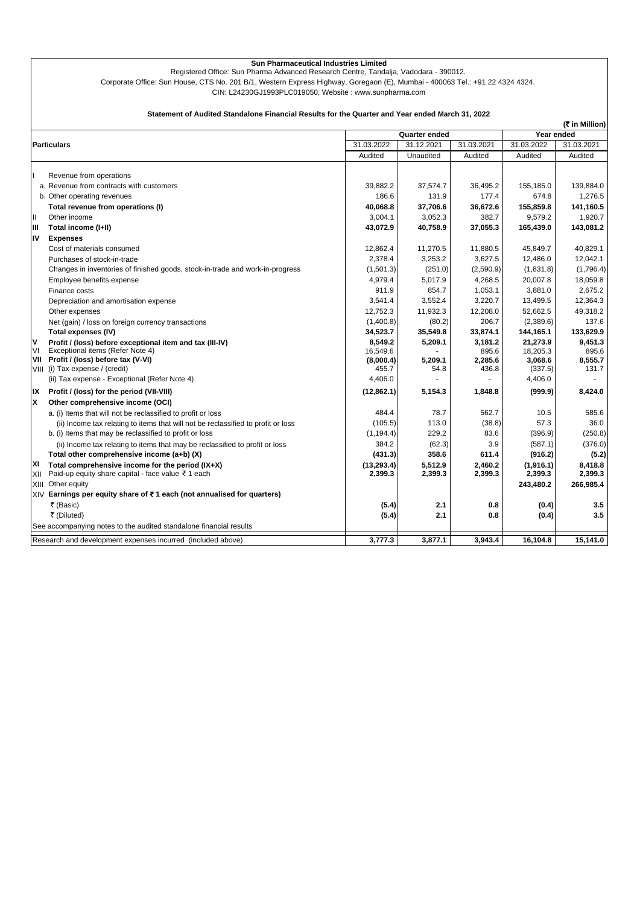**Sun Pharmaceutical Industries Limited**

Registered Office: Sun Pharma Advanced Research Centre, Tandalja, Vadodara - 390012.
Corporate Office: Sun House, CTS No. 201 B/1, Western Express Highway, Goregaon (E), Mumbai - 400063 Tel.: +91 22 4324 4324.
CIN: L24230GJ1993PLC019050, Website : www.sunpharma.com

**Statement of Audited Standalone Financial Results for the Quarter and Year ended March 31, 2022**

**(₹ in Million)**

| | Particulars | Quarter ended | | | Year ended | |
|---|---|---|---|---|---|---|
| | | 31.03.2022 | 31.12.2021 | 31.03.2021 | 31.03.2022 | 31.03.2021 |
| | | Audited | Unaudited | Audited | Audited | Audited |
| I | Revenue from operations | | | | | |
| | a. Revenue from contracts with customers | 39,882.2 | 37,574.7 | 36,495.2 | 155,185.0 | 139,884.0 |
| | b. Other operating revenues | 186.6 | 131.9 | 177.4 | 674.8 | 1,276.5 |
| | **Total revenue from operations (I)** | **40,068.8** | **37,706.6** | **36,672.6** | **155,859.8** | **141,160.5** |
| II | Other income | 3,004.1 | 3,052.3 | 382.7 | 9,579.2 | 1,920.7 |
| **III** | **Total income (I+II)** | **43,072.9** | **40,758.9** | **37,055.3** | **165,439.0** | **143,081.2** |
| **IV** | **Expenses** | | | | | |
| | Cost of materials consumed | 12,862.4 | 11,270.5 | 11,880.5 | 45,849.7 | 40,829.1 |
| | Purchases of stock-in-trade | 2,378.4 | 3,253.2 | 3,627.5 | 12,486.0 | 12,042.1 |
| | Changes in inventories of finished goods, stock-in-trade and work-in-progress | (1,501.3) | (251.0) | (2,590.9) | (1,831.8) | (1,796.4) |
| | Employee benefits expense | 4,979.4 | 5,017.9 | 4,268.5 | 20,007.8 | 18,059.8 |
| | Finance costs | 911.9 | 854.7 | 1,053.1 | 3,881.0 | 2,675.2 |
| | Depreciation and amortisation expense | 3,541.4 | 3,552.4 | 3,220.7 | 13,499.5 | 12,364.3 |
| | Other expenses | 12,752.3 | 11,932.3 | 12,208.0 | 52,662.5 | 49,318.2 |
| | Net (gain) / loss on foreign currency transactions | (1,400.8) | (80.2) | 206.7 | (2,389.6) | 137.6 |
| | **Total expenses (IV)** | **34,523.7** | **35,549.8** | **33,874.1** | **144,165.1** | **133,629.9** |
| **V** | **Profit / (loss) before exceptional item and tax (III-IV)** | **8,549.2** | **5,209.1** | **3,181.2** | **21,273.9** | **9,451.3** |
| VI | Exceptional items (Refer Note 4) | 16,549.6 | - | 895.6 | 18,205.3 | 895.6 |
| **VII** | **Profit / (loss) before tax (V-VI)** | **(8,000.4)** | **5,209.1** | **2,285.6** | **3,068.6** | **8,555.7** |
| VIII | (i) Tax expense / (credit) | 455.7 | 54.8 | 436.8 | (337.5) | 131.7 |
| | (ii) Tax expense - Exceptional (Refer Note 4) | 4,406.0 | - | - | 4,406.0 | - |
| **IX** | **Profit / (loss) for the period (VII-VIII)** | **(12,862.1)** | **5,154.3** | **1,848.8** | **(999.9)** | **8,424.0** |
| **X** | **Other comprehensive income (OCI)** | | | | | |
| | a. (i) Items that will not be reclassified to profit or loss | 484.4 | 78.7 | 562.7 | 10.5 | 585.6 |
| | (ii) Income tax relating to items that will not be reclassified to profit or loss | (105.5) | 113.0 | (38.8) | 57.3 | 36.0 |
| | b. (i) Items that may be reclassified to profit or loss | (1,194.4) | 229.2 | 83.6 | (396.9) | (250.8) |
| | (ii) Income tax relating to items that may be reclassified to profit or loss | 384.2 | (62.3) | 3.9 | (587.1) | (376.0) |
| | **Total other comprehensive income (a+b) (X)** | **(431.3)** | **358.6** | **611.4** | **(916.2)** | **(5.2)** |
| **XI** | **Total comprehensive income for the period (IX+X)** | **(13,293.4)** | **5,512.9** | **2,460.2** | **(1,916.1)** | **8,418.8** |
| XII | Paid-up equity share capital - face value ₹ 1 each | **2,399.3** | **2,399.3** | **2,399.3** | **2,399.3** | **2,399.3** |
| XIII | Other equity | | | | **243,480.2** | **266,985.4** |
| XIV | **Earnings per equity share of ₹ 1 each (not annualised for quarters)** | | | | | |
| | ₹ (Basic) | **(5.4)** | **2.1** | **0.8** | **(0.4)** | **3.5** |
| | ₹ (Diluted) | **(5.4)** | **2.1** | **0.8** | **(0.4)** | **3.5** |
| | See accompanying notes to the audited standalone financial results | | | | | |
| | Research and development expenses incurred (included above) | **3,777.3** | **3,877.1** | **3,943.4** | **16,104.8** | **15,141.0** |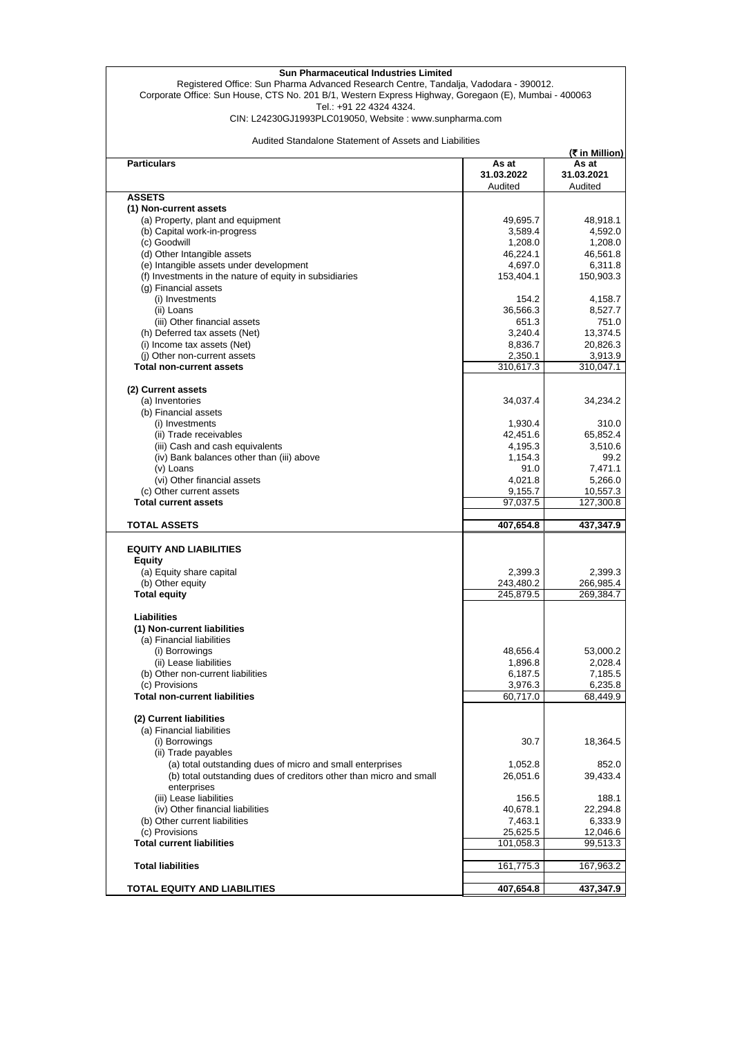**Sun Pharmaceutical Industries Limited**

Registered Office: Sun Pharma Advanced Research Centre, Tandalja, Vadodara - 390012.
Corporate Office: Sun House, CTS No. 201 B/1, Western Express Highway, Goregaon (E), Mumbai - 400063
Tel.: +91 22 4324 4324.
CIN: L24230GJ1993PLC019050, Website : www.sunpharma.com

Audited Standalone Statement of Assets and Liabilities

(₹ in Million)

| Particulars | As at 31.03.2022 Audited | As at 31.03.2021 Audited |
|---|---|---|
| **ASSETS** | | |
| **(1) Non-current assets** | | |
| (a) Property, plant and equipment | 49,695.7 | 48,918.1 |
| (b) Capital work-in-progress | 3,589.4 | 4,592.0 |
| (c) Goodwill | 1,208.0 | 1,208.0 |
| (d) Other Intangible assets | 46,224.1 | 46,561.8 |
| (e) Intangible assets under development | 4,697.0 | 6,311.8 |
| (f) Investments in the nature of equity in subsidiaries | 153,404.1 | 150,903.3 |
| (g) Financial assets | | |
| (i) Investments | 154.2 | 4,158.7 |
| (ii) Loans | 36,566.3 | 8,527.7 |
| (iii) Other financial assets | 651.3 | 751.0 |
| (h) Deferred tax assets (Net) | 3,240.4 | 13,374.5 |
| (i) Income tax assets (Net) | 8,836.7 | 20,826.3 |
| (j) Other non-current assets | 2,350.1 | 3,913.9 |
| **Total non-current assets** | 310,617.3 | 310,047.1 |
| **(2) Current assets** | | |
| (a) Inventories | 34,037.4 | 34,234.2 |
| (b) Financial assets | | |
| (i) Investments | 1,930.4 | 310.0 |
| (ii) Trade receivables | 42,451.6 | 65,852.4 |
| (iii) Cash and cash equivalents | 4,195.3 | 3,510.6 |
| (iv) Bank balances other than (iii) above | 1,154.3 | 99.2 |
| (v) Loans | 91.0 | 7,471.1 |
| (vi) Other financial assets | 4,021.8 | 5,266.0 |
| (c) Other current assets | 9,155.7 | 10,557.3 |
| **Total current assets** | 97,037.5 | 127,300.8 |
| **TOTAL ASSETS** | **407,654.8** | **437,347.9** |
| **EQUITY AND LIABILITIES** | | |
| **Equity** | | |
| (a) Equity share capital | 2,399.3 | 2,399.3 |
| (b) Other equity | 243,480.2 | 266,985.4 |
| **Total equity** | 245,879.5 | 269,384.7 |
| **Liabilities** | | |
| **(1) Non-current liabilities** | | |
| (a) Financial liabilities | | |
| (i) Borrowings | 48,656.4 | 53,000.2 |
| (ii) Lease liabilities | 1,896.8 | 2,028.4 |
| (b) Other non-current liabilities | 6,187.5 | 7,185.5 |
| (c) Provisions | 3,976.3 | 6,235.8 |
| **Total non-current liabilities** | 60,717.0 | 68,449.9 |
| **(2) Current liabilities** | | |
| (a) Financial liabilities | | |
| (i) Borrowings | 30.7 | 18,364.5 |
| (ii) Trade payables | | |
| (a) total outstanding dues of micro and small enterprises | 1,052.8 | 852.0 |
| (b) total outstanding dues of creditors other than micro and small enterprises | 26,051.6 | 39,433.4 |
| (iii) Lease liabilities | 156.5 | 188.1 |
| (iv) Other financial liabilities | 40,678.1 | 22,294.8 |
| (b) Other current liabilities | 7,463.1 | 6,333.9 |
| (c) Provisions | 25,625.5 | 12,046.6 |
| **Total current liabilities** | 101,058.3 | 99,513.3 |
| **Total liabilities** | 161,775.3 | 167,963.2 |
| **TOTAL EQUITY AND LIABILITIES** | **407,654.8** | **437,347.9** |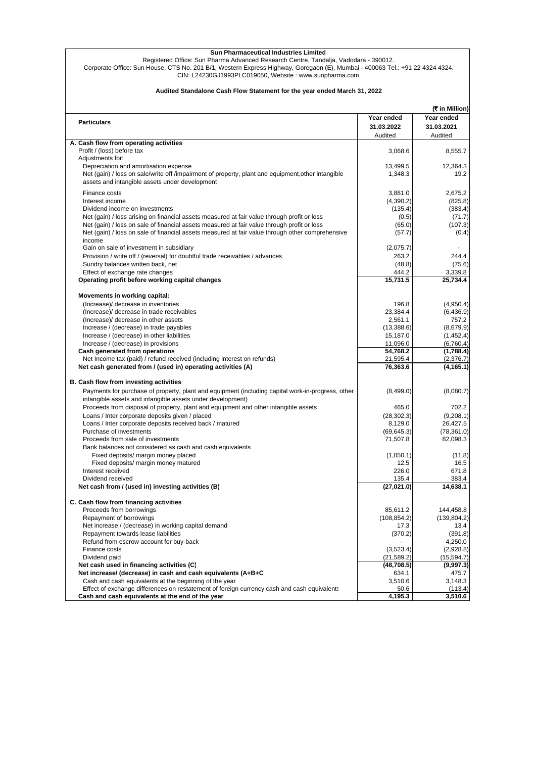**Sun Pharmaceutical Industries Limited**

Registered Office: Sun Pharma Advanced Research Centre, Tandalja, Vadodara - 390012.
Corporate Office: Sun House, CTS No. 201 B/1, Western Express Highway, Goregaon (E), Mumbai - 400063 Tel.: +91 22 4324 4324.
CIN: L24230GJ1993PLC019050, Website : www.sunpharma.com

**Audited Standalone Cash Flow Statement for the year ended March 31, 2022**

(₹ in Million)

| Particulars | Year ended 31.03.2022 Audited | Year ended 31.03.2021 Audited |
|---|---|---|
| **A. Cash flow from operating activities** | | |
| Profit / (loss) before tax | 3,068.6 | 8,555.7 |
| Adjustments for: | | |
| Depreciation and amortisation expense | 13,499.5 | 12,364.3 |
| Net (gain) / loss on sale/write off /impairment of property, plant and equipment,other intangible assets and intangible assets under development | 1,348.3 | 19.2 |
| Finance costs | 3,881.0 | 2,675.2 |
| Interest income | (4,390.2) | (825.8) |
| Dividend income on investments | (135.4) | (383.4) |
| Net (gain) / loss arising on financial assets measured at fair value through profit or loss | (0.5) | (71.7) |
| Net (gain) / loss on sale of financial assets measured at fair value through profit or loss | (65.0) | (107.3) |
| Net (gain) / loss on sale of financial assets measured at fair value through other comprehensive income | (57.7) | (0.4) |
| Gain on sale of investment in subsidiary | (2,075.7) | - |
| Provision / write off / (reversal) for doubtful trade receivables / advances | 263.2 | 244.4 |
| Sundry balances written back, net | (48.8) | (75.6) |
| Effect of exchange rate changes | 444.2 | 3,339.8 |
| **Operating profit before working capital changes** | **15,731.5** | **25,734.4** |
| **Movements in working capital:** | | |
| (Increase)/ decrease in inventories | 196.8 | (4,950.4) |
| (Increase)/ decrease in trade receivables | 23,384.4 | (6,436.9) |
| (Increase)/ decrease in other assets | 2,561.1 | 757.2 |
| Increase / (decrease) in trade payables | (13,388.6) | (8,679.9) |
| Increase / (decrease) in other liabilities | 15,187.0 | (1,452.4) |
| Increase / (decrease) in provisions | 11,096.0 | (6,760.4) |
| **Cash generated from operations** | **54,768.2** | **(1,788.4)** |
| Net Income tax (paid) / refund received (including interest on refunds) | 21,595.4 | (2,376.7) |
| **Net cash generated from / (used in) operating activities (A)** | **76,363.6** | **(4,165.1)** |
| **B. Cash flow from investing activities** | | |
| Payments for purchase of property, plant and equipment (including capital work-in-progress, other intangible assets and intangible assets under development) | (8,499.0) | (8,080.7) |
| Proceeds from disposal of property, plant and equipment and other intangible assets | 465.0 | 702.2 |
| Loans / Inter corporate deposits given / placed | (28,302.3) | (9,208.1) |
| Loans / Inter corporate deposits received back / matured | 8,129.0 | 26,427.5 |
| Purchase of investments | (69,645.3) | (78,361.0) |
| Proceeds from sale of investments | 71,507.8 | 82,098.3 |
| Bank balances not considered as cash and cash equivalents | | |
| Fixed deposits/ margin money placed | (1,050.1) | (11.8) |
| Fixed deposits/ margin money matured | 12.5 | 16.5 |
| Interest received | 226.0 | 671.8 |
| Dividend received | 135.4 | 383.4 |
| **Net cash from / (used in) investing activities (B)** | **(27,021.0)** | **14,638.1** |
| **C. Cash flow from financing activities** | | |
| Proceeds from borrowings | 85,611.2 | 144,458.8 |
| Repayment of borrowings | (108,854.2) | (139,804.2) |
| Net increase / (decrease) in working capital demand | 17.3 | 13.4 |
| Repayment towards lease liabilities | (370.2) | (391.8) |
| Refund from escrow account for buy-back | - | 4,250.0 |
| Finance costs | (3,523.4) | (2,928.8) |
| Dividend paid | (21,589.2) | (15,594.7) |
| **Net cash used in financing activities (C)** | **(48,708.5)** | **(9,997.3)** |
| **Net increase/ (decrease) in cash and cash equivalents (A+B+C)** | **634.1** | **475.7** |
| Cash and cash equivalents at the beginning of the year | 3,510.6 | 3,148.3 |
| Effect of exchange differences on restatement of foreign currency cash and cash equivalents | 50.6 | (113.4) |
| **Cash and cash equivalents at the end of the year** | **4,195.3** | **3,510.6** |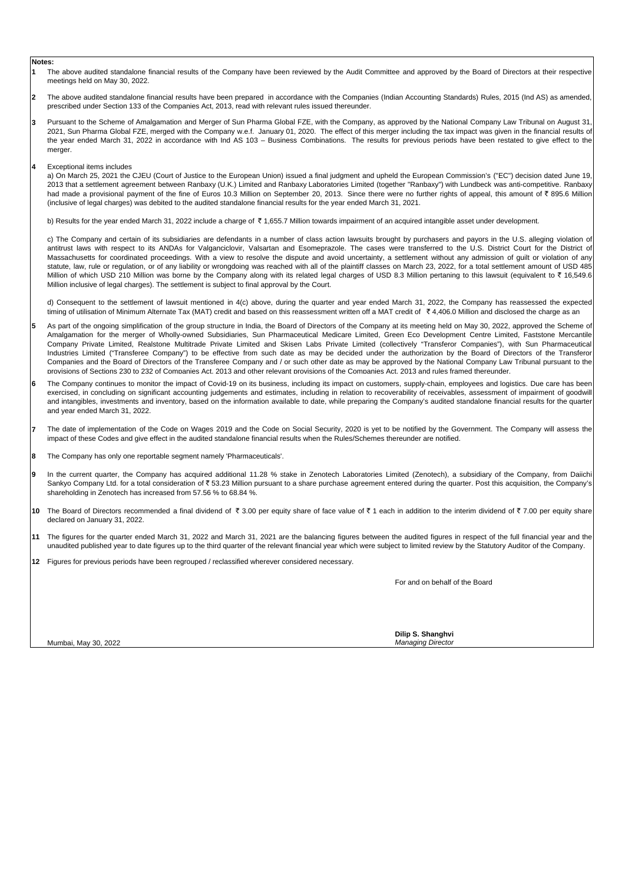**Notes:**

1. The above audited standalone financial results of the Company have been reviewed by the Audit Committee and approved by the Board of Directors at their respective meetings held on May 30, 2022.

2. The above audited standalone financial results have been prepared in accordance with the Companies (Indian Accounting Standards) Rules, 2015 (Ind AS) as amended, prescribed under Section 133 of the Companies Act, 2013, read with relevant rules issued thereunder.

3. Pursuant to the Scheme of Amalgamation and Merger of Sun Pharma Global FZE, with the Company, as approved by the National Company Law Tribunal on August 31, 2021, Sun Pharma Global FZE, merged with the Company w.e.f. January 01, 2020. The effect of this merger including the tax impact was given in the financial results of the year ended March 31, 2022 in accordance with Ind AS 103 – Business Combinations. The results for previous periods have been restated to give effect to the merger.

4. Exceptional items includes

   a) On March 25, 2021 the CJEU (Court of Justice to the European Union) issued a final judgment and upheld the European Commission's ("EC") decision dated June 19, 2013 that a settlement agreement between Ranbaxy (U.K.) Limited and Ranbaxy Laboratories Limited (together "Ranbaxy") with Lundbeck was anti-competitive. Ranbaxy had made a provisional payment of the fine of Euros 10.3 Million on September 20, 2013. Since there were no further rights of appeal, this amount of ₹ 895.6 Million (inclusive of legal charges) was debited to the audited standalone financial results for the year ended March 31, 2021.

   b) Results for the year ended March 31, 2022 include a charge of ₹ 1,655.7 Million towards impairment of an acquired intangible asset under development.

   c) The Company and certain of its subsidiaries are defendants in a number of class action lawsuits brought by purchasers and payors in the U.S. alleging violation of antitrust laws with respect to its ANDAs for Valganciclovir, Valsartan and Esomeprazole. The cases were transferred to the U.S. District Court for the District of Massachusetts for coordinated proceedings. With a view to resolve the dispute and avoid uncertainty, a settlement without any admission of guilt or violation of any statute, law, rule or regulation, or of any liability or wrongdoing was reached with all of the plaintiff classes on March 23, 2022, for a total settlement amount of USD 485 Million of which USD 210 Million was borne by the Company along with its related legal charges of USD 8.3 Million pertaning to this lawsuit (equivalent to ₹ 16,549.6 Million inclusive of legal charges). The settlement is subject to final approval by the Court.

   d) Consequent to the settlement of lawsuit mentioned in 4(c) above, during the quarter and year ended March 31, 2022, the Company has reassessed the expected timing of utilisation of Minimum Alternate Tax (MAT) credit and based on this reassessment written off a MAT credit of ₹ 4,406.0 Million and disclosed the charge as an

5. As part of the ongoing simplification of the group structure in India, the Board of Directors of the Company at its meeting held on May 30, 2022, approved the Scheme of Amalgamation for the merger of Wholly-owned Subsidiaries, Sun Pharmaceutical Medicare Limited, Green Eco Development Centre Limited, Faststone Mercantile Company Private Limited, Realstone Multitrade Private Limited and Skisen Labs Private Limited (collectively "Transferor Companies"), with Sun Pharmaceutical Industries Limited ("Transferee Company") to be effective from such date as may be decided under the authorization by the Board of Directors of the Transferor Companies and the Board of Directors of the Transferee Company and / or such other date as may be approved by the National Company Law Tribunal pursuant to the provisions of Sections 230 to 232 of Companies Act, 2013 and other relevant provisions of the Companies Act, 2013 and rules framed thereunder.

6. The Company continues to monitor the impact of Covid-19 on its business, including its impact on customers, supply-chain, employees and logistics. Due care has been exercised, in concluding on significant accounting judgements and estimates, including in relation to recoverability of receivables, assessment of impairment of goodwill and intangibles, investments and inventory, based on the information available to date, while preparing the Company's audited standalone financial results for the quarter and year ended March 31, 2022.

7. The date of implementation of the Code on Wages 2019 and the Code on Social Security, 2020 is yet to be notified by the Government. The Company will assess the impact of these Codes and give effect in the audited standalone financial results when the Rules/Schemes thereunder are notified.

8. The Company has only one reportable segment namely 'Pharmaceuticals'.

9. In the current quarter, the Company has acquired additional 11.28 % stake in Zenotech Laboratories Limited (Zenotech), a subsidiary of the Company, from Daiichi Sankyo Company Ltd. for a total consideration of ₹ 53.23 Million pursuant to a share purchase agreement entered during the quarter. Post this acquisition, the Company's shareholding in Zenotech has increased from 57.56 % to 68.84 %.

10. The Board of Directors recommended a final dividend of ₹ 3.00 per equity share of face value of ₹ 1 each in addition to the interim dividend of ₹ 7.00 per equity share declared on January 31, 2022.

11. The figures for the quarter ended March 31, 2022 and March 31, 2021 are the balancing figures between the audited figures in respect of the full financial year and the unaudited published year to date figures up to the third quarter of the relevant financial year which were subject to limited review by the Statutory Auditor of the Company.

12. Figures for previous periods have been regrouped / reclassified wherever considered necessary.

For and on behalf of the Board

**Dilip S. Shanghvi**
*Managing Director*

Mumbai, May 30, 2022